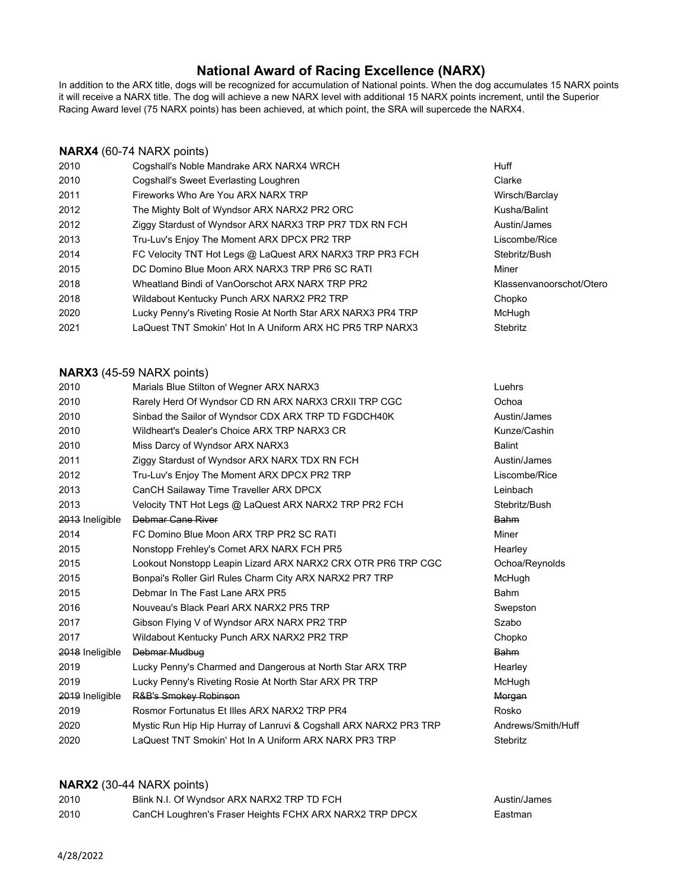# National Award of Racing Excellence (NARX)

In addition to the ARX title, dogs will be recognized for accumulation of National points. When the dog accumulates 15 NARX points it will receive a NARX title. The dog will achieve a new NARX level with additional 15 NARX points increment, until the Superior Racing Award level (75 NARX points) has been achieved, at which point, the SRA will supercede the NARX4.

### NARX4 (60-74 NARX points)

| Year | Dog | Owner |
|---|---|---|
| 2010 | Cogshall's Noble Mandrake ARX NARX4 WRCH | Huff |
| 2010 | Cogshall's Sweet Everlasting Loughren | Clarke |
| 2011 | Fireworks Who Are You ARX NARX TRP | Wirsch/Barclay |
| 2012 | The Mighty Bolt of Wyndsor ARX NARX2 PR2 ORC | Kusha/Balint |
| 2012 | Ziggy Stardust of Wyndsor ARX NARX3 TRP PR7 TDX RN FCH | Austin/James |
| 2013 | Tru-Luv's Enjoy The Moment ARX DPCX PR2 TRP | Liscombe/Rice |
| 2014 | FC Velocity TNT Hot Legs @ LaQuest ARX NARX3 TRP PR3 FCH | Stebritz/Bush |
| 2015 | DC Domino Blue Moon ARX NARX3 TRP PR6 SC RATI | Miner |
| 2018 | Wheatland Bindi of VanOorschot ARX NARX TRP PR2 | Klassenvanoorschot/Otero |
| 2018 | Wildabout Kentucky Punch ARX NARX2 PR2 TRP | Chopko |
| 2020 | Lucky Penny's Riveting Rosie At North Star ARX NARX3 PR4 TRP | McHugh |
| 2021 | LaQuest TNT Smokin' Hot In A Uniform ARX HC PR5 TRP NARX3 | Stebritz |

### NARX3 (45-59 NARX points)

| Year | Dog | Owner |
|---|---|---|
| 2010 | Marials Blue Stilton of Wegner ARX NARX3 | Luehrs |
| 2010 | Rarely Herd Of Wyndsor CD RN ARX NARX3 CRXII TRP CGC | Ochoa |
| 2010 | Sinbad the Sailor of Wyndsor CDX ARX TRP TD FGDCH40K | Austin/James |
| 2010 | Wildheart's Dealer's Choice ARX TRP NARX3 CR | Kunze/Cashin |
| 2010 | Miss Darcy of Wyndsor ARX NARX3 | Balint |
| 2011 | Ziggy Stardust of Wyndsor ARX NARX TDX RN FCH | Austin/James |
| 2012 | Tru-Luv's Enjoy The Moment ARX DPCX PR2 TRP | Liscombe/Rice |
| 2013 | CanCH Sailaway Time Traveller ARX DPCX | Leinbach |
| 2013 | Velocity TNT Hot Legs @ LaQuest ARX NARX2 TRP PR2 FCH | Stebritz/Bush |
| ~~2013~~ Ineligible | ~~Debmar Cane River~~ | ~~Bahm~~ |
| 2014 | FC Domino Blue Moon ARX TRP PR2 SC RATI | Miner |
| 2015 | Nonstopp Frehley's Comet ARX NARX FCH PR5 | Hearley |
| 2015 | Lookout Nonstopp Leapin Lizard ARX NARX2 CRX OTR PR6 TRP CGC | Ochoa/Reynolds |
| 2015 | Bonpai's Roller Girl Rules Charm City ARX NARX2 PR7 TRP | McHugh |
| 2015 | Debmar In The Fast Lane ARX PR5 | Bahm |
| 2016 | Nouveau's Black Pearl ARX NARX2 PR5 TRP | Swepston |
| 2017 | Gibson Flying V of Wyndsor ARX NARX PR2 TRP | Szabo |
| 2017 | Wildabout Kentucky Punch ARX NARX2 PR2 TRP | Chopko |
| ~~2018~~ Ineligible | ~~Debmar Mudbug~~ | ~~Bahm~~ |
| 2019 | Lucky Penny's Charmed and Dangerous at North Star ARX TRP | Hearley |
| 2019 | Lucky Penny's Riveting Rosie At North Star ARX PR TRP | McHugh |
| ~~2019~~ Ineligible | ~~R&B's Smokey Robinson~~ | ~~Morgan~~ |
| 2019 | Rosmor Fortunatus Et Illes ARX NARX2 TRP PR4 | Rosko |
| 2020 | Mystic Run Hip Hip Hurray of Lanruvi & Cogshall ARX NARX2 PR3 TRP | Andrews/Smith/Huff |
| 2020 | LaQuest TNT Smokin' Hot In A Uniform ARX NARX PR3 TRP | Stebritz |

### NARX2 (30-44 NARX points)

| Year | Dog | Owner |
|---|---|---|
| 2010 | Blink N.I. Of Wyndsor ARX NARX2 TRP TD FCH | Austin/James |
| 2010 | CanCH Loughren's Fraser Heights FCHX ARX NARX2 TRP DPCX | Eastman |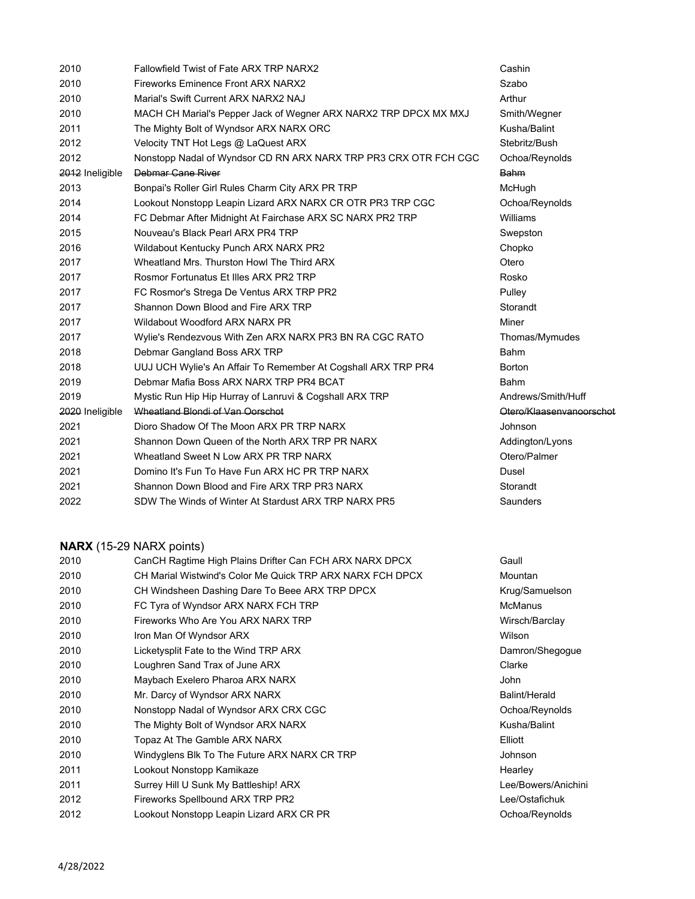| | | |
|---|---|---|
| 2010 | Fallowfield Twist of Fate ARX TRP NARX2 | Cashin |
| 2010 | Fireworks Eminence Front ARX NARX2 | Szabo |
| 2010 | Marial's Swift Current ARX NARX2 NAJ | Arthur |
| 2010 | MACH CH Marial's Pepper Jack of Wegner ARX NARX2 TRP DPCX MX MXJ | Smith/Wegner |
| 2011 | The Mighty Bolt of Wyndsor ARX NARX ORC | Kusha/Balint |
| 2012 | Velocity TNT Hot Legs @ LaQuest ARX | Stebritz/Bush |
| 2012 | Nonstopp Nadal of Wyndsor CD RN ARX NARX TRP PR3 CRX OTR FCH CGC | Ochoa/Reynolds |
| ~~2012~~ Ineligible | ~~Debmar Cane River~~ | ~~Bahm~~ |
| 2013 | Bonpai's Roller Girl Rules Charm City ARX PR TRP | McHugh |
| 2014 | Lookout Nonstopp Leapin Lizard ARX NARX CR OTR PR3 TRP CGC | Ochoa/Reynolds |
| 2014 | FC Debmar After Midnight At Fairchase ARX SC NARX PR2 TRP | Williams |
| 2015 | Nouveau's Black Pearl ARX PR4 TRP | Swepston |
| 2016 | Wildabout Kentucky Punch ARX NARX PR2 | Chopko |
| 2017 | Wheatland Mrs. Thurston Howl The Third ARX | Otero |
| 2017 | Rosmor Fortunatus Et Illes ARX PR2 TRP | Rosko |
| 2017 | FC Rosmor's Strega De Ventus ARX TRP PR2 | Pulley |
| 2017 | Shannon Down Blood and Fire ARX TRP | Storandt |
| 2017 | Wildabout Woodford ARX NARX PR | Miner |
| 2017 | Wylie's Rendezvous With Zen ARX NARX PR3 BN RA CGC RATO | Thomas/Mymudes |
| 2018 | Debmar Gangland Boss ARX TRP | Bahm |
| 2018 | UUJ UCH Wylie's An Affair To Remember At Cogshall ARX TRP PR4 | Borton |
| 2019 | Debmar Mafia Boss ARX NARX TRP PR4 BCAT | Bahm |
| 2019 | Mystic Run Hip Hip Hurray of Lanruvi & Cogshall ARX TRP | Andrews/Smith/Huff |
| ~~2020~~ Ineligible | ~~Wheatland Blondi of Van Oorschot~~ | ~~Otero/Klaasenvanoorschot~~ |
| 2021 | Dioro Shadow Of The Moon ARX PR TRP NARX | Johnson |
| 2021 | Shannon Down Queen of the North ARX TRP PR NARX | Addington/Lyons |
| 2021 | Wheatland Sweet N Low ARX PR TRP NARX | Otero/Palmer |
| 2021 | Domino It's Fun To Have Fun ARX HC PR TRP NARX | Dusel |
| 2021 | Shannon Down Blood and Fire ARX TRP PR3 NARX | Storandt |
| 2022 | SDW The Winds of Winter At Stardust ARX TRP NARX PR5 | Saunders |

**NARX** (15-29 NARX points)

| | | |
|---|---|---|
| 2010 | CanCH Ragtime High Plains Drifter Can FCH ARX NARX DPCX | Gaull |
| 2010 | CH Marial Wistwind's Color Me Quick TRP ARX NARX FCH DPCX | Mountan |
| 2010 | CH Windsheen Dashing Dare To Beee ARX TRP DPCX | Krug/Samuelson |
| 2010 | FC Tyra of Wyndsor ARX NARX FCH TRP | McManus |
| 2010 | Fireworks Who Are You ARX NARX TRP | Wirsch/Barclay |
| 2010 | Iron Man Of Wyndsor ARX | Wilson |
| 2010 | Licketysplit Fate to the Wind TRP ARX | Damron/Shegogue |
| 2010 | Loughren Sand Trax of June ARX | Clarke |
| 2010 | Maybach Exelero Pharoa ARX NARX | John |
| 2010 | Mr. Darcy of Wyndsor ARX NARX | Balint/Herald |
| 2010 | Nonstopp Nadal of Wyndsor ARX CRX CGC | Ochoa/Reynolds |
| 2010 | The Mighty Bolt of Wyndsor ARX NARX | Kusha/Balint |
| 2010 | Topaz At The Gamble ARX NARX | Elliott |
| 2010 | Windyglens Blk To The Future ARX NARX CR TRP | Johnson |
| 2011 | Lookout Nonstopp Kamikaze | Hearley |
| 2011 | Surrey Hill U Sunk My Battleship! ARX | Lee/Bowers/Anichini |
| 2012 | Fireworks Spellbound ARX TRP PR2 | Lee/Ostafichuk |
| 2012 | Lookout Nonstopp Leapin Lizard ARX CR PR | Ochoa/Reynolds |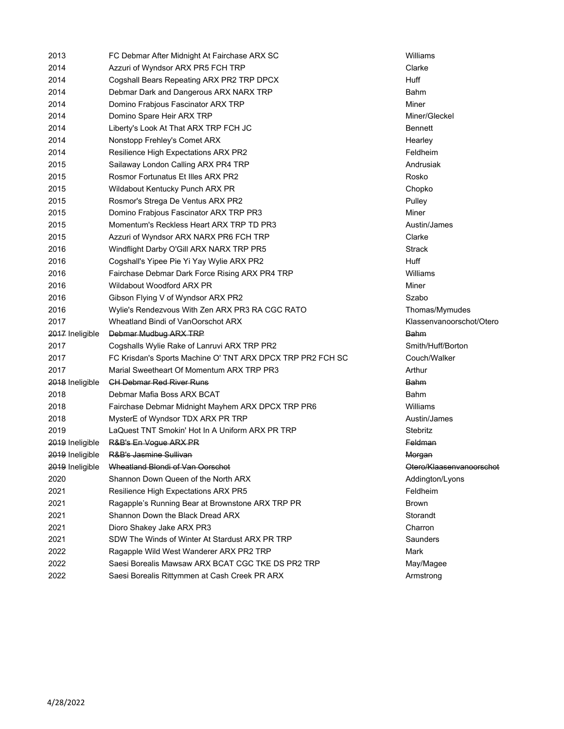| | | |
|---|---|---|
| 2013 | FC Debmar After Midnight At Fairchase ARX SC | Williams |
| 2014 | Azzuri of Wyndsor ARX PR5 FCH TRP | Clarke |
| 2014 | Cogshall Bears Repeating ARX PR2 TRP DPCX | Huff |
| 2014 | Debmar Dark and Dangerous ARX NARX TRP | Bahm |
| 2014 | Domino Frabjous Fascinator ARX TRP | Miner |
| 2014 | Domino Spare Heir ARX TRP | Miner/Gleckel |
| 2014 | Liberty's Look At That ARX TRP FCH JC | Bennett |
| 2014 | Nonstopp Frehley's Comet ARX | Hearley |
| 2014 | Resilience High Expectations ARX PR2 | Feldheim |
| 2015 | Sailaway London Calling ARX PR4 TRP | Andrusiak |
| 2015 | Rosmor Fortunatus Et Illes ARX PR2 | Rosko |
| 2015 | Wildabout Kentucky Punch ARX PR | Chopko |
| 2015 | Rosmor's Strega De Ventus ARX PR2 | Pulley |
| 2015 | Domino Frabjous Fascinator ARX TRP PR3 | Miner |
| 2015 | Momentum's Reckless Heart ARX TRP TD PR3 | Austin/James |
| 2015 | Azzuri of Wyndsor ARX NARX PR6 FCH TRP | Clarke |
| 2016 | Windflight Darby O'Gill ARX NARX TRP PR5 | Strack |
| 2016 | Cogshall's Yipee Pie Yi Yay Wylie ARX PR2 | Huff |
| 2016 | Fairchase Debmar Dark Force Rising ARX PR4 TRP | Williams |
| 2016 | Wildabout Woodford ARX PR | Miner |
| 2016 | Gibson Flying V of Wyndsor ARX PR2 | Szabo |
| 2016 | Wylie's Rendezvous With Zen ARX PR3 RA CGC RATO | Thomas/Mymudes |
| 2017 | Wheatland Bindi of VanOorschot ARX | Klassenvanoorschot/Otero |
| ~~2017~~ Ineligible | ~~Debmar Mudbug ARX TRP~~ | ~~Bahm~~ |
| 2017 | Cogshalls Wylie Rake of Lanruvi ARX TRP PR2 | Smith/Huff/Borton |
| 2017 | FC Krisdan's Sports Machine O' TNT ARX DPCX TRP PR2 FCH SC | Couch/Walker |
| 2017 | Marial Sweetheart Of Momentum ARX TRP PR3 | Arthur |
| ~~2018~~ Ineligible | ~~CH Debmar Red River Runs~~ | ~~Bahm~~ |
| 2018 | Debmar Mafia Boss ARX BCAT | Bahm |
| 2018 | Fairchase Debmar Midnight Mayhem ARX DPCX TRP PR6 | Williams |
| 2018 | MysterE of Wyndsor TDX ARX PR TRP | Austin/James |
| 2019 | LaQuest TNT Smokin' Hot In A Uniform ARX PR TRP | Stebritz |
| ~~2019~~ Ineligible | ~~R&B's En Vogue ARX PR~~ | ~~Feldman~~ |
| ~~2019~~ Ineligible | ~~R&B's Jasmine Sullivan~~ | ~~Morgan~~ |
| ~~2019~~ Ineligible | ~~Wheatland Blondi of Van Oorschot~~ | ~~Otero/Klaasenvanoorschot~~ |
| 2020 | Shannon Down Queen of the North ARX | Addington/Lyons |
| 2021 | Resilience High Expectations ARX PR5 | Feldheim |
| 2021 | Ragapple's Running Bear at Brownstone ARX TRP PR | Brown |
| 2021 | Shannon Down the Black Dread ARX | Storandt |
| 2021 | Dioro Shakey Jake ARX PR3 | Charron |
| 2021 | SDW The Winds of Winter At Stardust ARX PR TRP | Saunders |
| 2022 | Ragapple Wild West Wanderer ARX PR2 TRP | Mark |
| 2022 | Saesi Borealis Mawsaw ARX BCAT CGC TKE DS PR2 TRP | May/Magee |
| 2022 | Saesi Borealis Rittymmen at Cash Creek PR ARX | Armstrong |

4/28/2022